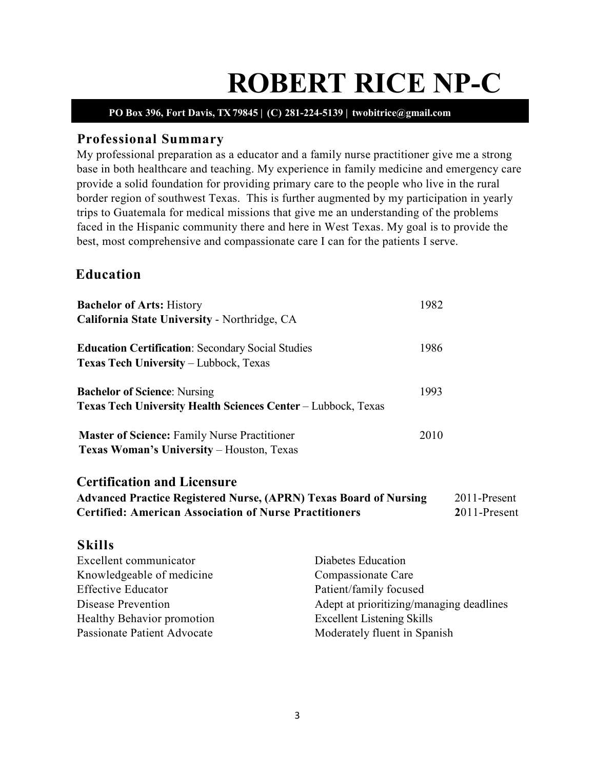# ROBERT RICE NP-C

**PO Box 396, Fort Davis, TX 79845 | (C) 281-224-5139 | twobitrice@gmail.com**

## Professional Summary

My professional preparation as a educator and a family nurse practitioner give me a strong base in both healthcare and teaching. My experience in family medicine and emergency care provide a solid foundation for providing primary care to the people who live in the rural border region of southwest Texas. This is further augmented by my participation in yearly trips to Guatemala for medical missions that give me an understanding of the problems faced in the Hispanic community there and here in West Texas. My goal is to provide the best, most comprehensive and compassionate care I can for the patients I serve.

## Education

**Bachelor of Arts:** History — 1982
**California State University** - Northridge, CA

**Education Certification**: Secondary Social Studies — 1986
**Texas Tech University** – Lubbock, Texas

**Bachelor of Science**: Nursing — 1993
**Texas Tech University Health Sciences Center** – Lubbock, Texas

**Master of Science:** Family Nurse Practitioner — 2010
**Texas Woman's University** – Houston, Texas

## Certification and Licensure

**Advanced Practice Registered Nurse, (APRN) Texas Board of Nursing** — 2011-Present
**Certified: American Association of Nurse Practitioners** — 2011-Present

## Skills

- Excellent communicator
- Knowledgeable of medicine
- Effective Educator
- Disease Prevention
- Healthy Behavior promotion
- Passionate Patient Advocate
- Diabetes Education
- Compassionate Care
- Patient/family focused
- Adept at prioritizing/managing deadlines
- Excellent Listening Skills
- Moderately fluent in Spanish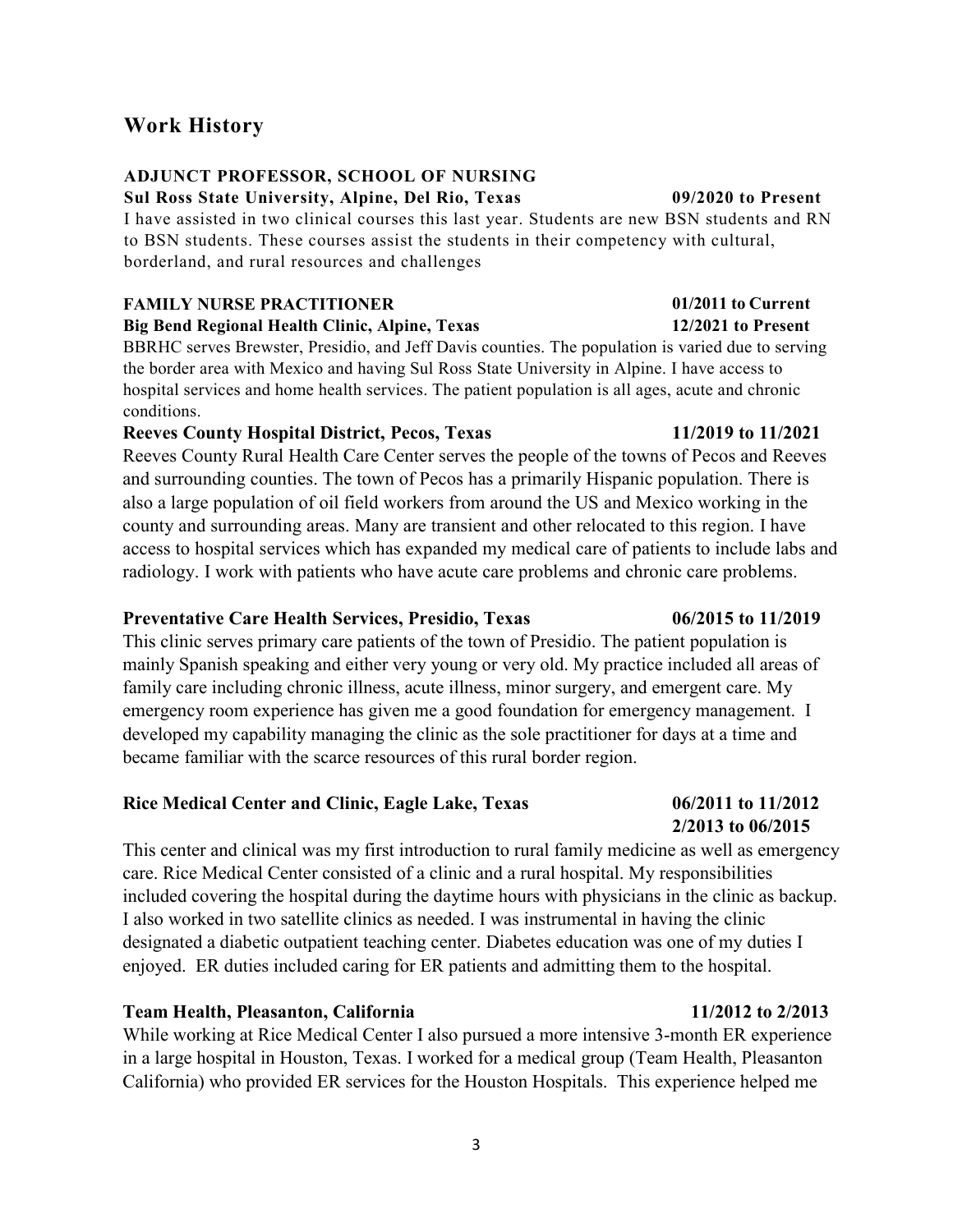## Work History

**ADJUNCT PROFESSOR, SCHOOL OF NURSING**
**Sul Ross State University, Alpine, Del Rio, Texas** **09/2020 to Present**
I have assisted in two clinical courses this last year. Students are new BSN students and RN to BSN students. These courses assist the students in their competency with cultural, borderland, and rural resources and challenges

**FAMILY NURSE PRACTITIONER** **01/2011 to Current**
**Big Bend Regional Health Clinic, Alpine, Texas** **12/2021 to Present**
BBRHC serves Brewster, Presidio, and Jeff Davis counties. The population is varied due to serving the border area with Mexico and having Sul Ross State University in Alpine. I have access to hospital services and home health services. The patient population is all ages, acute and chronic conditions.

**Reeves County Hospital District, Pecos, Texas** **11/2019 to 11/2021**
Reeves County Rural Health Care Center serves the people of the towns of Pecos and Reeves and surrounding counties. The town of Pecos has a primarily Hispanic population. There is also a large population of oil field workers from around the US and Mexico working in the county and surrounding areas. Many are transient and other relocated to this region. I have access to hospital services which has expanded my medical care of patients to include labs and radiology. I work with patients who have acute care problems and chronic care problems.

**Preventative Care Health Services, Presidio, Texas** **06/2015 to 11/2019**
This clinic serves primary care patients of the town of Presidio. The patient population is mainly Spanish speaking and either very young or very old. My practice included all areas of family care including chronic illness, acute illness, minor surgery, and emergent care. My emergency room experience has given me a good foundation for emergency management. I developed my capability managing the clinic as the sole practitioner for days at a time and became familiar with the scarce resources of this rural border region.

**Rice Medical Center and Clinic, Eagle Lake, Texas** **06/2011 to 11/2012**
**2/2013 to 06/2015**
This center and clinical was my first introduction to rural family medicine as well as emergency care. Rice Medical Center consisted of a clinic and a rural hospital. My responsibilities included covering the hospital during the daytime hours with physicians in the clinic as backup. I also worked in two satellite clinics as needed. I was instrumental in having the clinic designated a diabetic outpatient teaching center. Diabetes education was one of my duties I enjoyed. ER duties included caring for ER patients and admitting them to the hospital.

**Team Health, Pleasanton, California** **11/2012 to 2/2013**
While working at Rice Medical Center I also pursued a more intensive 3-month ER experience in a large hospital in Houston, Texas. I worked for a medical group (Team Health, Pleasanton California) who provided ER services for the Houston Hospitals. This experience helped me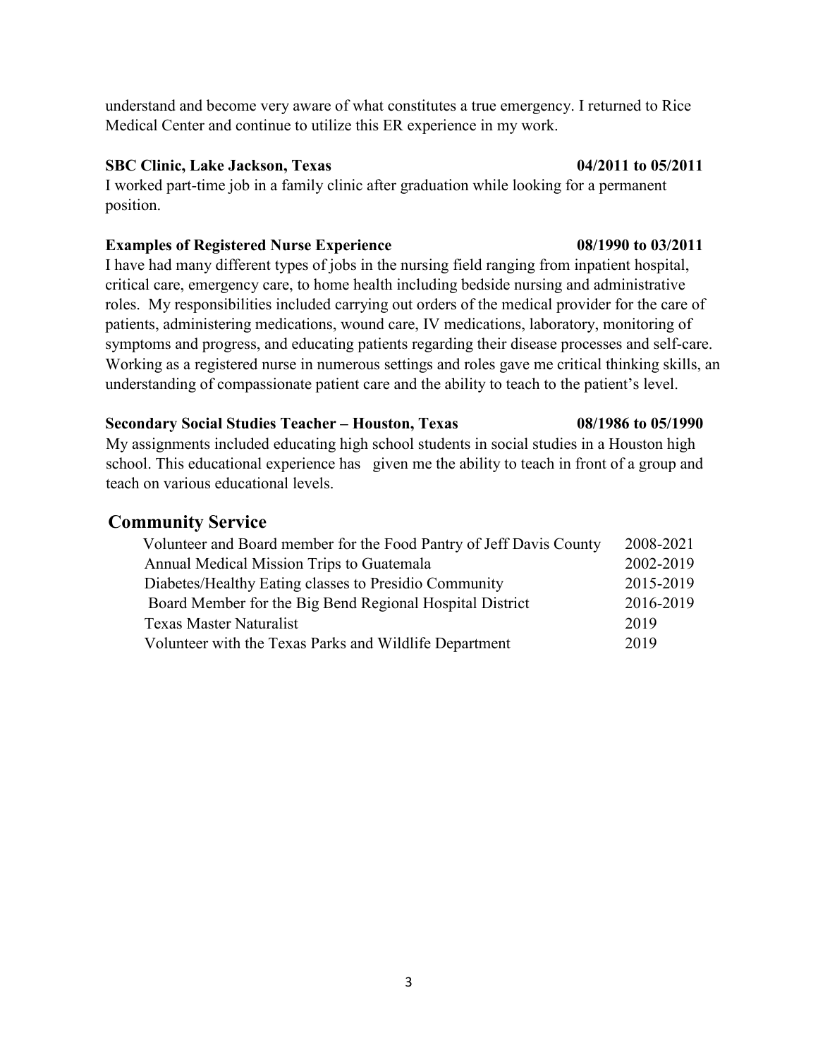understand and become very aware of what constitutes a true emergency. I returned to Rice Medical Center and continue to utilize this ER experience in my work.

**SBC Clinic, Lake Jackson, Texas** **04/2011 to 05/2011**

I worked part-time job in a family clinic after graduation while looking for a permanent position.

**Examples of Registered Nurse Experience** **08/1990 to 03/2011**

I have had many different types of jobs in the nursing field ranging from inpatient hospital, critical care, emergency care, to home health including bedside nursing and administrative roles. My responsibilities included carrying out orders of the medical provider for the care of patients, administering medications, wound care, IV medications, laboratory, monitoring of symptoms and progress, and educating patients regarding their disease processes and self-care. Working as a registered nurse in numerous settings and roles gave me critical thinking skills, an understanding of compassionate patient care and the ability to teach to the patient's level.

**Secondary Social Studies Teacher – Houston, Texas** **08/1986 to 05/1990**

My assignments included educating high school students in social studies in a Houston high school. This educational experience has given me the ability to teach in front of a group and teach on various educational levels.

## Community Service

| | |
|---|---|
| Volunteer and Board member for the Food Pantry of Jeff Davis County | 2008-2021 |
| Annual Medical Mission Trips to Guatemala | 2002-2019 |
| Diabetes/Healthy Eating classes to Presidio Community | 2015-2019 |
| Board Member for the Big Bend Regional Hospital District | 2016-2019 |
| Texas Master Naturalist | 2019 |
| Volunteer with the Texas Parks and Wildlife Department | 2019 |